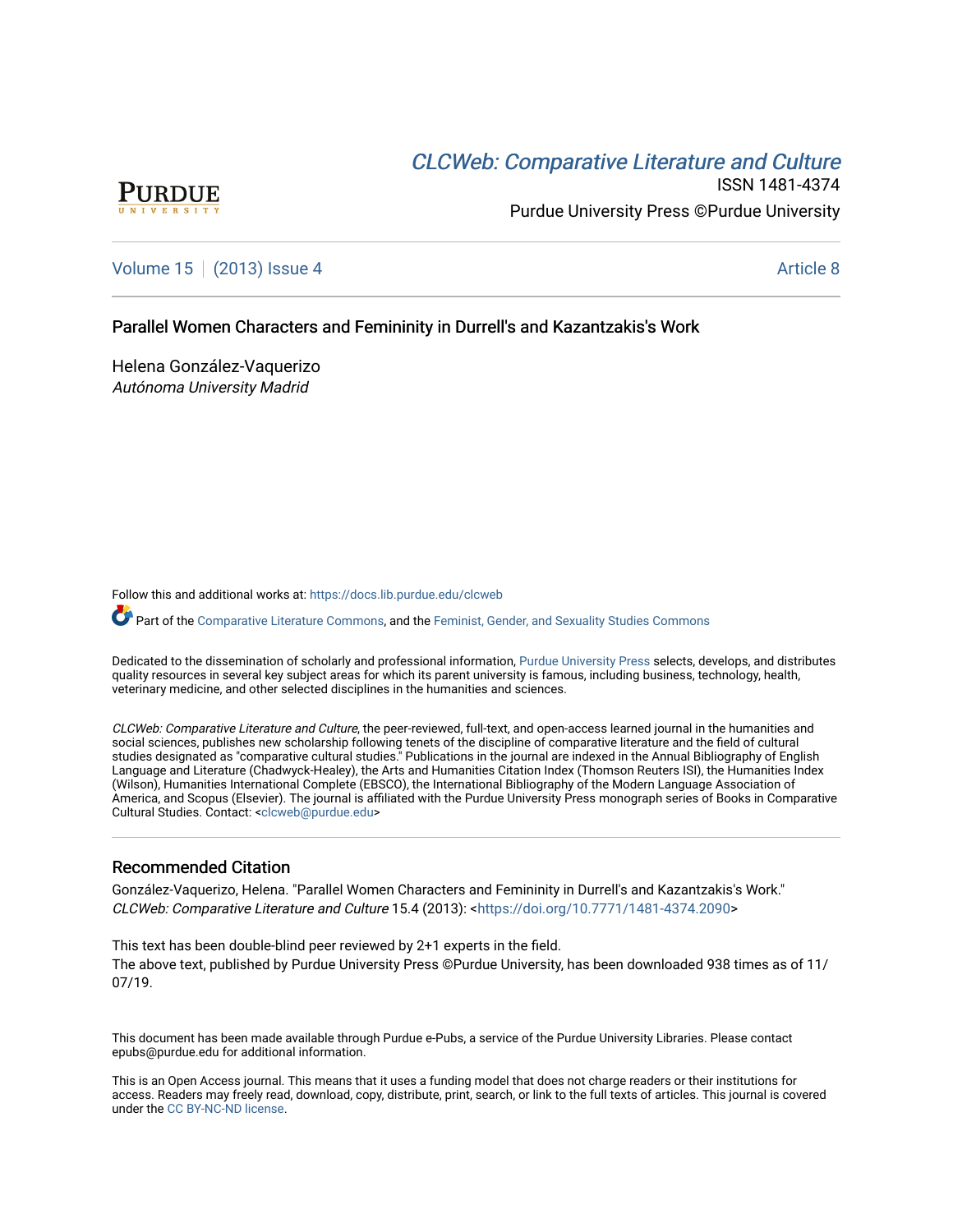CLCWeb: Comparative Literature and Culture

ISSN 1481-4374

Purdue University Press ©Purdue University

Volume 15 | (2013) Issue 4 | Article 8

# Parallel Women Characters and Femininity in Durrell's and Kazantzakis's Work

Helena González-Vaquerizo
*Autónoma University Madrid*

Follow this and additional works at: https://docs.lib.purdue.edu/clcweb

Part of the Comparative Literature Commons, and the Feminist, Gender, and Sexuality Studies Commons

Dedicated to the dissemination of scholarly and professional information, Purdue University Press selects, develops, and distributes quality resources in several key subject areas for which its parent university is famous, including business, technology, health, veterinary medicine, and other selected disciplines in the humanities and sciences.

*CLCWeb: Comparative Literature and Culture*, the peer-reviewed, full-text, and open-access learned journal in the humanities and social sciences, publishes new scholarship following tenets of the discipline of comparative literature and the field of cultural studies designated as "comparative cultural studies." Publications in the journal are indexed in the Annual Bibliography of English Language and Literature (Chadwyck-Healey), the Arts and Humanities Citation Index (Thomson Reuters ISI), the Humanities Index (Wilson), Humanities International Complete (EBSCO), the International Bibliography of the Modern Language Association of America, and Scopus (Elsevier). The journal is affiliated with the Purdue University Press monograph series of Books in Comparative Cultural Studies. Contact: <clcweb@purdue.edu>

## Recommended Citation

González-Vaquerizo, Helena. "Parallel Women Characters and Femininity in Durrell's and Kazantzakis's Work." *CLCWeb: Comparative Literature and Culture* 15.4 (2013): <https://doi.org/10.7771/1481-4374.2090>

This text has been double-blind peer reviewed by 2+1 experts in the field.
The above text, published by Purdue University Press ©Purdue University, has been downloaded 938 times as of 11/07/19.

This document has been made available through Purdue e-Pubs, a service of the Purdue University Libraries. Please contact epubs@purdue.edu for additional information.

This is an Open Access journal. This means that it uses a funding model that does not charge readers or their institutions for access. Readers may freely read, download, copy, distribute, print, search, or link to the full texts of articles. This journal is covered under the CC BY-NC-ND license.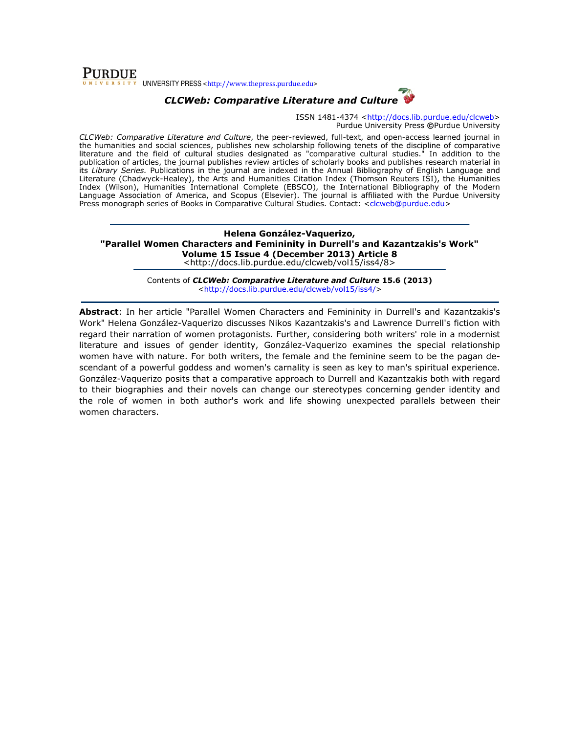PURDUE UNIVERSITY PRESS <http://www.thepress.purdue.edu>

***CLCWeb: Comparative Literature and Culture***

ISSN 1481-4374 <http://docs.lib.purdue.edu/clcweb>
Purdue University Press ©Purdue University

*CLCWeb: Comparative Literature and Culture*, the peer-reviewed, full-text, and open-access learned journal in the humanities and social sciences, publishes new scholarship following tenets of the discipline of comparative literature and the field of cultural studies designated as "comparative cultural studies." In addition to the publication of articles, the journal publishes review articles of scholarly books and publishes research material in its *Library Series.* Publications in the journal are indexed in the Annual Bibliography of English Language and Literature (Chadwyck-Healey), the Arts and Humanities Citation Index (Thomson Reuters ISI), the Humanities Index (Wilson), Humanities International Complete (EBSCO), the International Bibliography of the Modern Language Association of America, and Scopus (Elsevier). The journal is affiliated with the Purdue University Press monograph series of Books in Comparative Cultural Studies. Contact: <clcweb@purdue.edu>

---

**Helena González-Vaquerizo,**
**"Parallel Women Characters and Femininity in Durrell's and Kazantzakis's Work"**
**Volume 15 Issue 4 (December 2013) Article 8**
<http://docs.lib.purdue.edu/clcweb/vol15/iss4/8>

Contents of ***CLCWeb: Comparative Literature and Culture*** **15.6 (2013)**
<http://docs.lib.purdue.edu/clcweb/vol15/iss4/>

---

**Abstract**: In her article "Parallel Women Characters and Femininity in Durrell's and Kazantzakis's Work" Helena González-Vaquerizo discusses Nikos Kazantzakis's and Lawrence Durrell's fiction with regard their narration of women protagonists. Further, considering both writers' role in a modernist literature and issues of gender identity, González-Vaquerizo examines the special relationship women have with nature. For both writers, the female and the feminine seem to be the pagan descendant of a powerful goddess and women's carnality is seen as key to man's spiritual experience. González-Vaquerizo posits that a comparative approach to Durrell and Kazantzakis both with regard to their biographies and their novels can change our stereotypes concerning gender identity and the role of women in both author's work and life showing unexpected parallels between their women characters.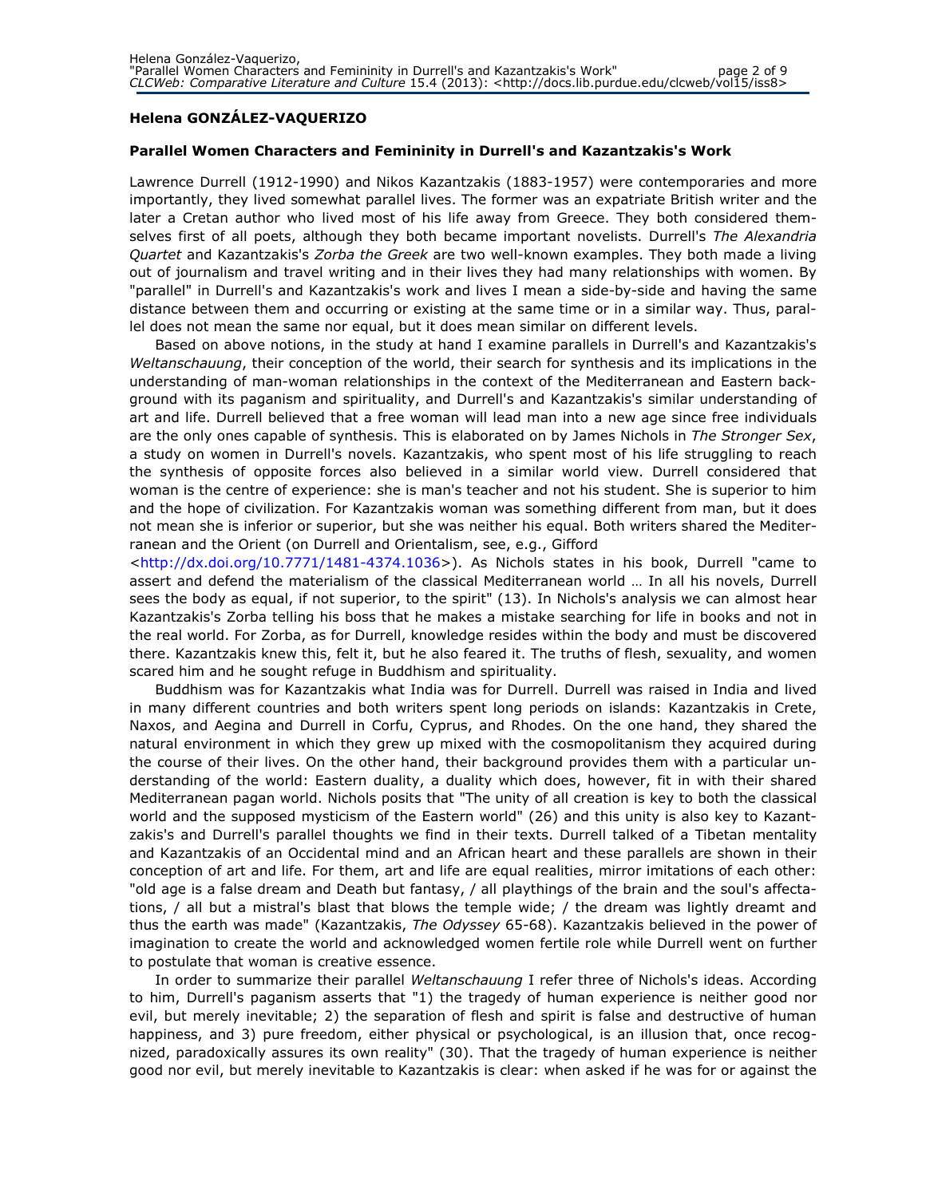**Helena GONZÁLEZ-VAQUERIZO**

**Parallel Women Characters and Femininity in Durrell's and Kazantzakis's Work**

Lawrence Durrell (1912-1990) and Nikos Kazantzakis (1883-1957) were contemporaries and more importantly, they lived somewhat parallel lives. The former was an expatriate British writer and the later a Cretan author who lived most of his life away from Greece. They both considered themselves first of all poets, although they both became important novelists. Durrell's *The Alexandria Quartet* and Kazantzakis's *Zorba the Greek* are two well-known examples. They both made a living out of journalism and travel writing and in their lives they had many relationships with women. By "parallel" in Durrell's and Kazantzakis's work and lives I mean a side-by-side and having the same distance between them and occurring or existing at the same time or in a similar way. Thus, parallel does not mean the same nor equal, but it does mean similar on different levels.

Based on above notions, in the study at hand I examine parallels in Durrell's and Kazantzakis's *Weltanschauung*, their conception of the world, their search for synthesis and its implications in the understanding of man-woman relationships in the context of the Mediterranean and Eastern background with its paganism and spirituality, and Durrell's and Kazantzakis's similar understanding of art and life. Durrell believed that a free woman will lead man into a new age since free individuals are the only ones capable of synthesis. This is elaborated on by James Nichols in *The Stronger Sex*, a study on women in Durrell's novels. Kazantzakis, who spent most of his life struggling to reach the synthesis of opposite forces also believed in a similar world view. Durrell considered that woman is the centre of experience: she is man's teacher and not his student. She is superior to him and the hope of civilization. For Kazantzakis woman was something different from man, but it does not mean she is inferior or superior, but she was neither his equal. Both writers shared the Mediterranean and the Orient (on Durrell and Orientalism, see, e.g., Gifford <http://dx.doi.org/10.7771/1481-4374.1036>). As Nichols states in his book, Durrell "came to assert and defend the materialism of the classical Mediterranean world … In all his novels, Durrell sees the body as equal, if not superior, to the spirit" (13). In Nichols's analysis we can almost hear Kazantzakis's Zorba telling his boss that he makes a mistake searching for life in books and not in the real world. For Zorba, as for Durrell, knowledge resides within the body and must be discovered there. Kazantzakis knew this, felt it, but he also feared it. The truths of flesh, sexuality, and women scared him and he sought refuge in Buddhism and spirituality.

Buddhism was for Kazantzakis what India was for Durrell. Durrell was raised in India and lived in many different countries and both writers spent long periods on islands: Kazantzakis in Crete, Naxos, and Aegina and Durrell in Corfu, Cyprus, and Rhodes. On the one hand, they shared the natural environment in which they grew up mixed with the cosmopolitanism they acquired during the course of their lives. On the other hand, their background provides them with a particular understanding of the world: Eastern duality, a duality which does, however, fit in with their shared Mediterranean pagan world. Nichols posits that "The unity of all creation is key to both the classical world and the supposed mysticism of the Eastern world" (26) and this unity is also key to Kazantzakis's and Durrell's parallel thoughts we find in their texts. Durrell talked of a Tibetan mentality and Kazantzakis of an Occidental mind and an African heart and these parallels are shown in their conception of art and life. For them, art and life are equal realities, mirror imitations of each other: "old age is a false dream and Death but fantasy, / all playthings of the brain and the soul's affectations, / all but a mistral's blast that blows the temple wide; / the dream was lightly dreamt and thus the earth was made" (Kazantzakis, *The Odyssey* 65-68). Kazantzakis believed in the power of imagination to create the world and acknowledged women fertile role while Durrell went on further to postulate that woman is creative essence.

In order to summarize their parallel *Weltanschauung* I refer three of Nichols's ideas. According to him, Durrell's paganism asserts that "1) the tragedy of human experience is neither good nor evil, but merely inevitable; 2) the separation of flesh and spirit is false and destructive of human happiness, and 3) pure freedom, either physical or psychological, is an illusion that, once recognized, paradoxically assures its own reality" (30). That the tragedy of human experience is neither good nor evil, but merely inevitable to Kazantzakis is clear: when asked if he was for or against the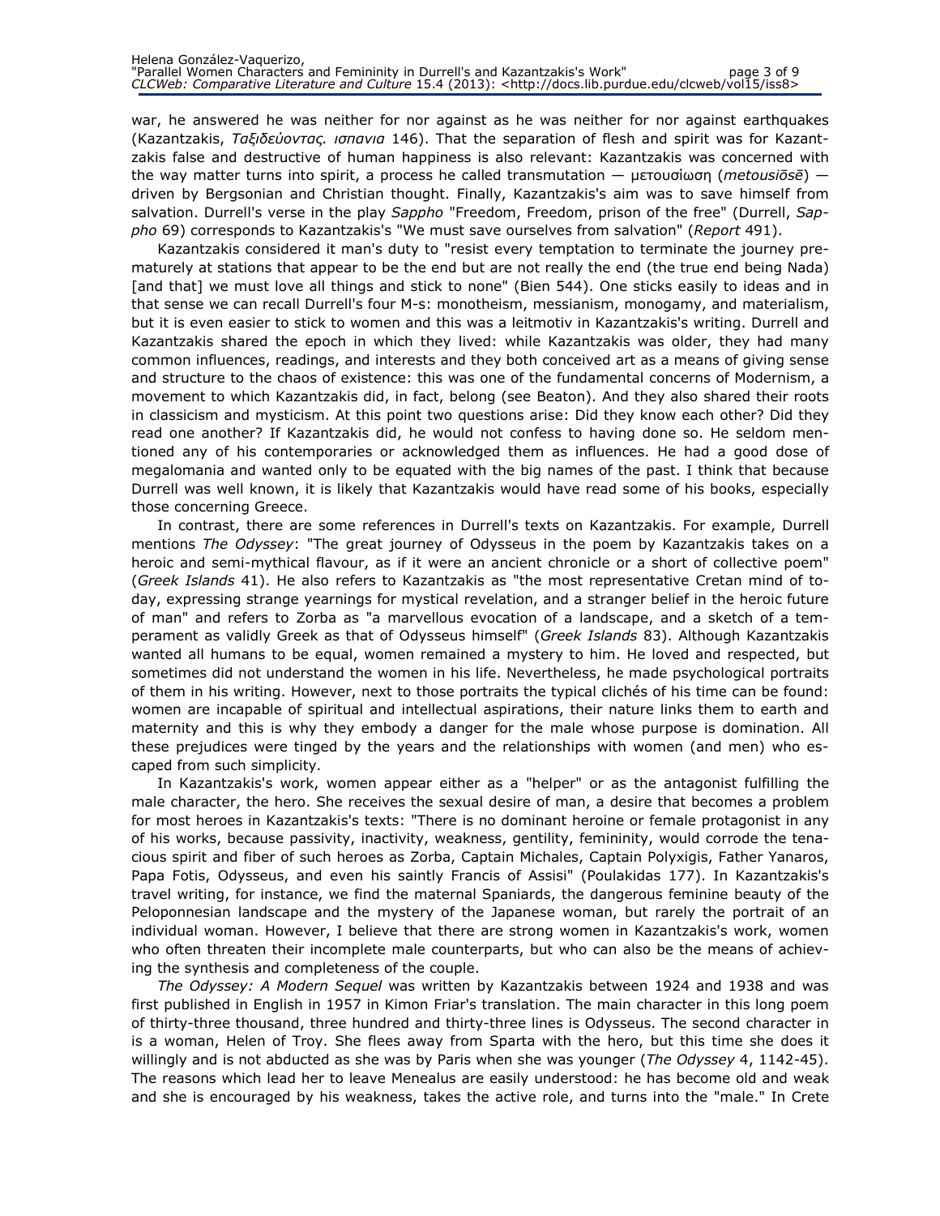war, he answered he was neither for nor against as he was neither for nor against earthquakes (Kazantzakis, *Ταξιδεύοντας. ισπανια* 146). That the separation of flesh and spirit was for Kazantzakis false and destructive of human happiness is also relevant: Kazantzakis was concerned with the way matter turns into spirit, a process he called transmutation — μετουσίωση (*metousiōsē*) — driven by Bergsonian and Christian thought. Finally, Kazantzakis's aim was to save himself from salvation. Durrell's verse in the play *Sappho* "Freedom, Freedom, prison of the free" (Durrell, *Sappho* 69) corresponds to Kazantzakis's "We must save ourselves from salvation" (*Report* 491).

Kazantzakis considered it man's duty to "resist every temptation to terminate the journey prematurely at stations that appear to be the end but are not really the end (the true end being Nada) [and that] we must love all things and stick to none" (Bien 544). One sticks easily to ideas and in that sense we can recall Durrell's four M-s: monotheism, messianism, monogamy, and materialism, but it is even easier to stick to women and this was a leitmotiv in Kazantzakis's writing. Durrell and Kazantzakis shared the epoch in which they lived: while Kazantzakis was older, they had many common influences, readings, and interests and they both conceived art as a means of giving sense and structure to the chaos of existence: this was one of the fundamental concerns of Modernism, a movement to which Kazantzakis did, in fact, belong (see Beaton). And they also shared their roots in classicism and mysticism. At this point two questions arise: Did they know each other? Did they read one another? If Kazantzakis did, he would not confess to having done so. He seldom mentioned any of his contemporaries or acknowledged them as influences. He had a good dose of megalomania and wanted only to be equated with the big names of the past. I think that because Durrell was well known, it is likely that Kazantzakis would have read some of his books, especially those concerning Greece.

In contrast, there are some references in Durrell's texts on Kazantzakis. For example, Durrell mentions *The Odyssey*: "The great journey of Odysseus in the poem by Kazantzakis takes on a heroic and semi-mythical flavour, as if it were an ancient chronicle or a short of collective poem" (*Greek Islands* 41). He also refers to Kazantzakis as "the most representative Cretan mind of today, expressing strange yearnings for mystical revelation, and a stranger belief in the heroic future of man" and refers to Zorba as "a marvellous evocation of a landscape, and a sketch of a temperament as validly Greek as that of Odysseus himself" (*Greek Islands* 83). Although Kazantzakis wanted all humans to be equal, women remained a mystery to him. He loved and respected, but sometimes did not understand the women in his life. Nevertheless, he made psychological portraits of them in his writing. However, next to those portraits the typical clichés of his time can be found: women are incapable of spiritual and intellectual aspirations, their nature links them to earth and maternity and this is why they embody a danger for the male whose purpose is domination. All these prejudices were tinged by the years and the relationships with women (and men) who escaped from such simplicity.

In Kazantzakis's work, women appear either as a "helper" or as the antagonist fulfilling the male character, the hero. She receives the sexual desire of man, a desire that becomes a problem for most heroes in Kazantzakis's texts: "There is no dominant heroine or female protagonist in any of his works, because passivity, inactivity, weakness, gentility, femininity, would corrode the tenacious spirit and fiber of such heroes as Zorba, Captain Michales, Captain Polyxigis, Father Yanaros, Papa Fotis, Odysseus, and even his saintly Francis of Assisi" (Poulakidas 177). In Kazantzakis's travel writing, for instance, we find the maternal Spaniards, the dangerous feminine beauty of the Peloponnesian landscape and the mystery of the Japanese woman, but rarely the portrait of an individual woman. However, I believe that there are strong women in Kazantzakis's work, women who often threaten their incomplete male counterparts, but who can also be the means of achieving the synthesis and completeness of the couple.

*The Odyssey: A Modern Sequel* was written by Kazantzakis between 1924 and 1938 and was first published in English in 1957 in Kimon Friar's translation. The main character in this long poem of thirty-three thousand, three hundred and thirty-three lines is Odysseus. The second character in is a woman, Helen of Troy. She flees away from Sparta with the hero, but this time she does it willingly and is not abducted as she was by Paris when she was younger (*The Odyssey* 4, 1142-45). The reasons which lead her to leave Menealus are easily understood: he has become old and weak and she is encouraged by his weakness, takes the active role, and turns into the "male." In Crete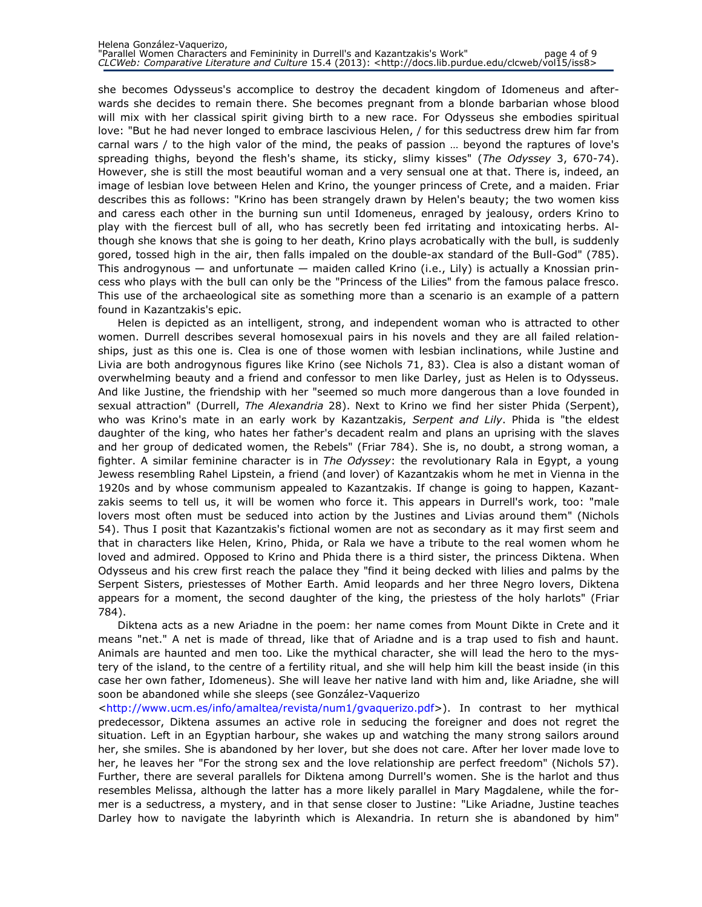she becomes Odysseus's accomplice to destroy the decadent kingdom of Idomeneus and afterwards she decides to remain there. She becomes pregnant from a blonde barbarian whose blood will mix with her classical spirit giving birth to a new race. For Odysseus she embodies spiritual love: "But he had never longed to embrace lascivious Helen, / for this seductress drew him far from carnal wars / to the high valor of the mind, the peaks of passion … beyond the raptures of love's spreading thighs, beyond the flesh's shame, its sticky, slimy kisses" (*The Odyssey* 3, 670-74). However, she is still the most beautiful woman and a very sensual one at that. There is, indeed, an image of lesbian love between Helen and Krino, the younger princess of Crete, and a maiden. Friar describes this as follows: "Krino has been strangely drawn by Helen's beauty; the two women kiss and caress each other in the burning sun until Idomeneus, enraged by jealousy, orders Krino to play with the fiercest bull of all, who has secretly been fed irritating and intoxicating herbs. Although she knows that she is going to her death, Krino plays acrobatically with the bull, is suddenly gored, tossed high in the air, then falls impaled on the double-ax standard of the Bull-God" (785). This androgynous — and unfortunate — maiden called Krino (i.e., Lily) is actually a Knossian princess who plays with the bull can only be the "Princess of the Lilies" from the famous palace fresco. This use of the archaeological site as something more than a scenario is an example of a pattern found in Kazantzakis's epic.

Helen is depicted as an intelligent, strong, and independent woman who is attracted to other women. Durrell describes several homosexual pairs in his novels and they are all failed relationships, just as this one is. Clea is one of those women with lesbian inclinations, while Justine and Livia are both androgynous figures like Krino (see Nichols 71, 83). Clea is also a distant woman of overwhelming beauty and a friend and confessor to men like Darley, just as Helen is to Odysseus. And like Justine, the friendship with her "seemed so much more dangerous than a love founded in sexual attraction" (Durrell, *The Alexandria* 28). Next to Krino we find her sister Phida (Serpent), who was Krino's mate in an early work by Kazantzakis, *Serpent and Lily*. Phida is "the eldest daughter of the king, who hates her father's decadent realm and plans an uprising with the slaves and her group of dedicated women, the Rebels" (Friar 784). She is, no doubt, a strong woman, a fighter. A similar feminine character is in *The Odyssey*: the revolutionary Rala in Egypt, a young Jewess resembling Rahel Lipstein, a friend (and lover) of Kazantzakis whom he met in Vienna in the 1920s and by whose communism appealed to Kazantzakis. If change is going to happen, Kazantzakis seems to tell us, it will be women who force it. This appears in Durrell's work, too: "male lovers most often must be seduced into action by the Justines and Livias around them" (Nichols 54). Thus I posit that Kazantzakis's fictional women are not as secondary as it may first seem and that in characters like Helen, Krino, Phida, or Rala we have a tribute to the real women whom he loved and admired. Opposed to Krino and Phida there is a third sister, the princess Diktena. When Odysseus and his crew first reach the palace they "find it being decked with lilies and palms by the Serpent Sisters, priestesses of Mother Earth. Amid leopards and her three Negro lovers, Diktena appears for a moment, the second daughter of the king, the priestess of the holy harlots" (Friar 784).

Diktena acts as a new Ariadne in the poem: her name comes from Mount Dikte in Crete and it means "net." A net is made of thread, like that of Ariadne and is a trap used to fish and haunt. Animals are haunted and men too. Like the mythical character, she will lead the hero to the mystery of the island, to the centre of a fertility ritual, and she will help him kill the beast inside (in this case her own father, Idomeneus). She will leave her native land with him and, like Ariadne, she will soon be abandoned while she sleeps (see González-Vaquerizo <http://www.ucm.es/info/amaltea/revista/num1/gvaquerizo.pdf>). In contrast to her mythical predecessor, Diktena assumes an active role in seducing the foreigner and does not regret the situation. Left in an Egyptian harbour, she wakes up and watching the many strong sailors around her, she smiles. She is abandoned by her lover, but she does not care. After her lover made love to her, he leaves her "For the strong sex and the love relationship are perfect freedom" (Nichols 57). Further, there are several parallels for Diktena among Durrell's women. She is the harlot and thus resembles Melissa, although the latter has a more likely parallel in Mary Magdalene, while the former is a seductress, a mystery, and in that sense closer to Justine: "Like Ariadne, Justine teaches Darley how to navigate the labyrinth which is Alexandria. In return she is abandoned by him"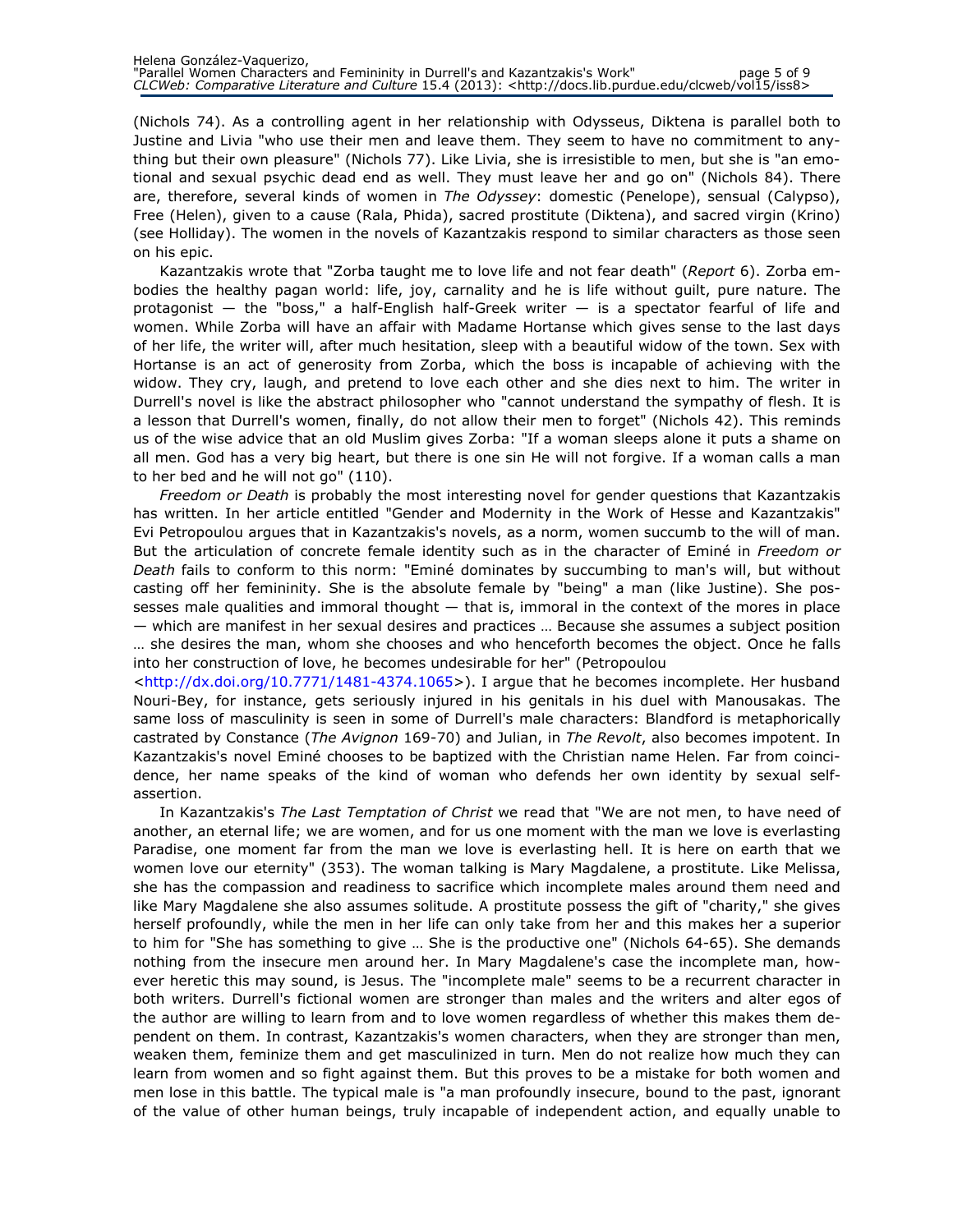(Nichols 74). As a controlling agent in her relationship with Odysseus, Diktena is parallel both to Justine and Livia "who use their men and leave them. They seem to have no commitment to anything but their own pleasure" (Nichols 77). Like Livia, she is irresistible to men, but she is "an emotional and sexual psychic dead end as well. They must leave her and go on" (Nichols 84). There are, therefore, several kinds of women in *The Odyssey*: domestic (Penelope), sensual (Calypso), Free (Helen), given to a cause (Rala, Phida), sacred prostitute (Diktena), and sacred virgin (Krino) (see Holliday). The women in the novels of Kazantzakis respond to similar characters as those seen on his epic.

Kazantzakis wrote that "Zorba taught me to love life and not fear death" (*Report* 6). Zorba embodies the healthy pagan world: life, joy, carnality and he is life without guilt, pure nature. The protagonist — the "boss," a half-English half-Greek writer — is a spectator fearful of life and women. While Zorba will have an affair with Madame Hortanse which gives sense to the last days of her life, the writer will, after much hesitation, sleep with a beautiful widow of the town. Sex with Hortanse is an act of generosity from Zorba, which the boss is incapable of achieving with the widow. They cry, laugh, and pretend to love each other and she dies next to him. The writer in Durrell's novel is like the abstract philosopher who "cannot understand the sympathy of flesh. It is a lesson that Durrell's women, finally, do not allow their men to forget" (Nichols 42). This reminds us of the wise advice that an old Muslim gives Zorba: "If a woman sleeps alone it puts a shame on all men. God has a very big heart, but there is one sin He will not forgive. If a woman calls a man to her bed and he will not go" (110).

*Freedom or Death* is probably the most interesting novel for gender questions that Kazantzakis has written. In her article entitled "Gender and Modernity in the Work of Hesse and Kazantzakis" Evi Petropoulou argues that in Kazantzakis's novels, as a norm, women succumb to the will of man. But the articulation of concrete female identity such as in the character of Eminé in *Freedom or Death* fails to conform to this norm: "Eminé dominates by succumbing to man's will, but without casting off her femininity. She is the absolute female by "being" a man (like Justine). She possesses male qualities and immoral thought — that is, immoral in the context of the mores in place — which are manifest in her sexual desires and practices … Because she assumes a subject position … she desires the man, whom she chooses and who henceforth becomes the object. Once he falls into her construction of love, he becomes undesirable for her" (Petropoulou <http://dx.doi.org/10.7771/1481-4374.1065>). I argue that he becomes incomplete. Her husband Nouri-Bey, for instance, gets seriously injured in his genitals in his duel with Manousakas. The same loss of masculinity is seen in some of Durrell's male characters: Blandford is metaphorically castrated by Constance (*The Avignon* 169-70) and Julian, in *The Revolt*, also becomes impotent. In Kazantzakis's novel Eminé chooses to be baptized with the Christian name Helen. Far from coincidence, her name speaks of the kind of woman who defends her own identity by sexual self-assertion.

In Kazantzakis's *The Last Temptation of Christ* we read that "We are not men, to have need of another, an eternal life; we are women, and for us one moment with the man we love is everlasting Paradise, one moment far from the man we love is everlasting hell. It is here on earth that we women love our eternity" (353). The woman talking is Mary Magdalene, a prostitute. Like Melissa, she has the compassion and readiness to sacrifice which incomplete males around them need and like Mary Magdalene she also assumes solitude. A prostitute possess the gift of "charity," she gives herself profoundly, while the men in her life can only take from her and this makes her a superior to him for "She has something to give … She is the productive one" (Nichols 64-65). She demands nothing from the insecure men around her. In Mary Magdalene's case the incomplete man, however heretic this may sound, is Jesus. The "incomplete male" seems to be a recurrent character in both writers. Durrell's fictional women are stronger than males and the writers and alter egos of the author are willing to learn from and to love women regardless of whether this makes them dependent on them. In contrast, Kazantzakis's women characters, when they are stronger than men, weaken them, feminize them and get masculinized in turn. Men do not realize how much they can learn from women and so fight against them. But this proves to be a mistake for both women and men lose in this battle. The typical male is "a man profoundly insecure, bound to the past, ignorant of the value of other human beings, truly incapable of independent action, and equally unable to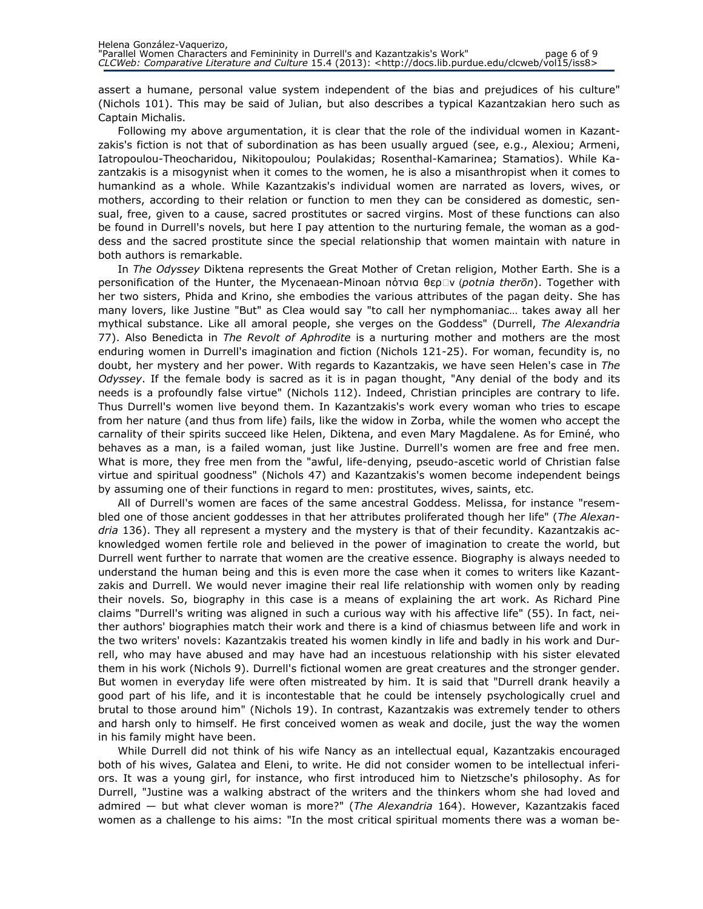assert a humane, personal value system independent of the bias and prejudices of his culture" (Nichols 101). This may be said of Julian, but also describes a typical Kazantzakian hero such as Captain Michalis.

Following my above argumentation, it is clear that the role of the individual women in Kazantzakis's fiction is not that of subordination as has been usually argued (see, e.g., Alexiou; Armeni, Iatropoulou-Theocharidou, Nikitopoulou; Poulakidas; Rosenthal-Kamarinea; Stamatios). While Kazantzakis is a misogynist when it comes to the women, he is also a misanthropist when it comes to humankind as a whole. While Kazantzakis's individual women are narrated as lovers, wives, or mothers, according to their relation or function to men they can be considered as domestic, sensual, free, given to a cause, sacred prostitutes or sacred virgins. Most of these functions can also be found in Durrell's novels, but here I pay attention to the nurturing female, the woman as a goddess and the sacred prostitute since the special relationship that women maintain with nature in both authors is remarkable.

In *The Odyssey* Diktena represents the Great Mother of Cretan religion, Mother Earth. She is a personification of the Hunter, the Mycenaean-Minoan πότνια θερ□ν (*potnia therōn*). Together with her two sisters, Phida and Krino, she embodies the various attributes of the pagan deity. She has many lovers, like Justine "But" as Clea would say "to call her nymphomaniac… takes away all her mythical substance. Like all amoral people, she verges on the Goddess" (Durrell, *The Alexandria* 77). Also Benedicta in *The Revolt of Aphrodite* is a nurturing mother and mothers are the most enduring women in Durrell's imagination and fiction (Nichols 121-25). For woman, fecundity is, no doubt, her mystery and her power. With regards to Kazantzakis, we have seen Helen's case in *The Odyssey*. If the female body is sacred as it is in pagan thought, "Any denial of the body and its needs is a profoundly false virtue" (Nichols 112). Indeed, Christian principles are contrary to life. Thus Durrell's women live beyond them. In Kazantzakis's work every woman who tries to escape from her nature (and thus from life) fails, like the widow in Zorba, while the women who accept the carnality of their spirits succeed like Helen, Diktena, and even Mary Magdalene. As for Eminé, who behaves as a man, is a failed woman, just like Justine. Durrell's women are free and free men. What is more, they free men from the "awful, life-denying, pseudo-ascetic world of Christian false virtue and spiritual goodness" (Nichols 47) and Kazantzakis's women become independent beings by assuming one of their functions in regard to men: prostitutes, wives, saints, etc.

All of Durrell's women are faces of the same ancestral Goddess. Melissa, for instance "resembled one of those ancient goddesses in that her attributes proliferated though her life" (*The Alexandria* 136). They all represent a mystery and the mystery is that of their fecundity. Kazantzakis acknowledged women fertile role and believed in the power of imagination to create the world, but Durrell went further to narrate that women are the creative essence. Biography is always needed to understand the human being and this is even more the case when it comes to writers like Kazantzakis and Durrell. We would never imagine their real life relationship with women only by reading their novels. So, biography in this case is a means of explaining the art work. As Richard Pine claims "Durrell's writing was aligned in such a curious way with his affective life" (55). In fact, neither authors' biographies match their work and there is a kind of chiasmus between life and work in the two writers' novels: Kazantzakis treated his women kindly in life and badly in his work and Durrell, who may have abused and may have had an incestuous relationship with his sister elevated them in his work (Nichols 9). Durrell's fictional women are great creatures and the stronger gender. But women in everyday life were often mistreated by him. It is said that "Durrell drank heavily a good part of his life, and it is incontestable that he could be intensely psychologically cruel and brutal to those around him" (Nichols 19). In contrast, Kazantzakis was extremely tender to others and harsh only to himself. He first conceived women as weak and docile, just the way the women in his family might have been.

While Durrell did not think of his wife Nancy as an intellectual equal, Kazantzakis encouraged both of his wives, Galatea and Eleni, to write. He did not consider women to be intellectual inferiors. It was a young girl, for instance, who first introduced him to Nietzsche's philosophy. As for Durrell, "Justine was a walking abstract of the writers and the thinkers whom she had loved and admired — but what clever woman is more?" (*The Alexandria* 164). However, Kazantzakis faced women as a challenge to his aims: "In the most critical spiritual moments there was a woman be-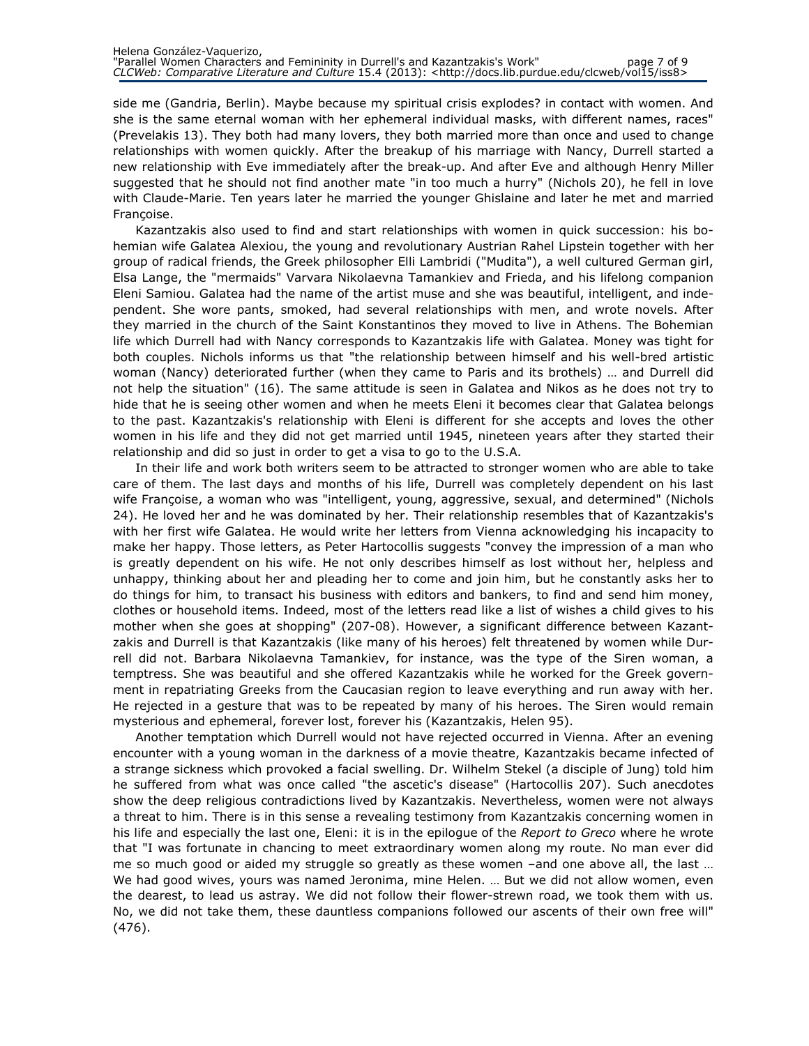side me (Gandria, Berlin). Maybe because my spiritual crisis explodes? in contact with women. And she is the same eternal woman with her ephemeral individual masks, with different names, races" (Prevelakis 13). They both had many lovers, they both married more than once and used to change relationships with women quickly. After the breakup of his marriage with Nancy, Durrell started a new relationship with Eve immediately after the break-up. And after Eve and although Henry Miller suggested that he should not find another mate "in too much a hurry" (Nichols 20), he fell in love with Claude-Marie. Ten years later he married the younger Ghislaine and later he met and married Françoise.

Kazantzakis also used to find and start relationships with women in quick succession: his bohemian wife Galatea Alexiou, the young and revolutionary Austrian Rahel Lipstein together with her group of radical friends, the Greek philosopher Elli Lambridi ("Mudita"), a well cultured German girl, Elsa Lange, the "mermaids" Varvara Nikolaevna Tamankiev and Frieda, and his lifelong companion Eleni Samiou. Galatea had the name of the artist muse and she was beautiful, intelligent, and independent. She wore pants, smoked, had several relationships with men, and wrote novels. After they married in the church of the Saint Konstantinos they moved to live in Athens. The Bohemian life which Durrell had with Nancy corresponds to Kazantzakis life with Galatea. Money was tight for both couples. Nichols informs us that "the relationship between himself and his well-bred artistic woman (Nancy) deteriorated further (when they came to Paris and its brothels) … and Durrell did not help the situation" (16). The same attitude is seen in Galatea and Nikos as he does not try to hide that he is seeing other women and when he meets Eleni it becomes clear that Galatea belongs to the past. Kazantzakis's relationship with Eleni is different for she accepts and loves the other women in his life and they did not get married until 1945, nineteen years after they started their relationship and did so just in order to get a visa to go to the U.S.A.

In their life and work both writers seem to be attracted to stronger women who are able to take care of them. The last days and months of his life, Durrell was completely dependent on his last wife Françoise, a woman who was "intelligent, young, aggressive, sexual, and determined" (Nichols 24). He loved her and he was dominated by her. Their relationship resembles that of Kazantzakis's with her first wife Galatea. He would write her letters from Vienna acknowledging his incapacity to make her happy. Those letters, as Peter Hartocollis suggests "convey the impression of a man who is greatly dependent on his wife. He not only describes himself as lost without her, helpless and unhappy, thinking about her and pleading her to come and join him, but he constantly asks her to do things for him, to transact his business with editors and bankers, to find and send him money, clothes or household items. Indeed, most of the letters read like a list of wishes a child gives to his mother when she goes at shopping" (207-08). However, a significant difference between Kazantzakis and Durrell is that Kazantzakis (like many of his heroes) felt threatened by women while Durrell did not. Barbara Nikolaevna Tamankiev, for instance, was the type of the Siren woman, a temptress. She was beautiful and she offered Kazantzakis while he worked for the Greek government in repatriating Greeks from the Caucasian region to leave everything and run away with her. He rejected in a gesture that was to be repeated by many of his heroes. The Siren would remain mysterious and ephemeral, forever lost, forever his (Kazantzakis, Helen 95).

Another temptation which Durrell would not have rejected occurred in Vienna. After an evening encounter with a young woman in the darkness of a movie theatre, Kazantzakis became infected of a strange sickness which provoked a facial swelling. Dr. Wilhelm Stekel (a disciple of Jung) told him he suffered from what was once called "the ascetic's disease" (Hartocollis 207). Such anecdotes show the deep religious contradictions lived by Kazantzakis. Nevertheless, women were not always a threat to him. There is in this sense a revealing testimony from Kazantzakis concerning women in his life and especially the last one, Eleni: it is in the epilogue of the *Report to Greco* where he wrote that "I was fortunate in chancing to meet extraordinary women along my route. No man ever did me so much good or aided my struggle so greatly as these women –and one above all, the last … We had good wives, yours was named Jeronima, mine Helen. … But we did not allow women, even the dearest, to lead us astray. We did not follow their flower-strewn road, we took them with us. No, we did not take them, these dauntless companions followed our ascents of their own free will" (476).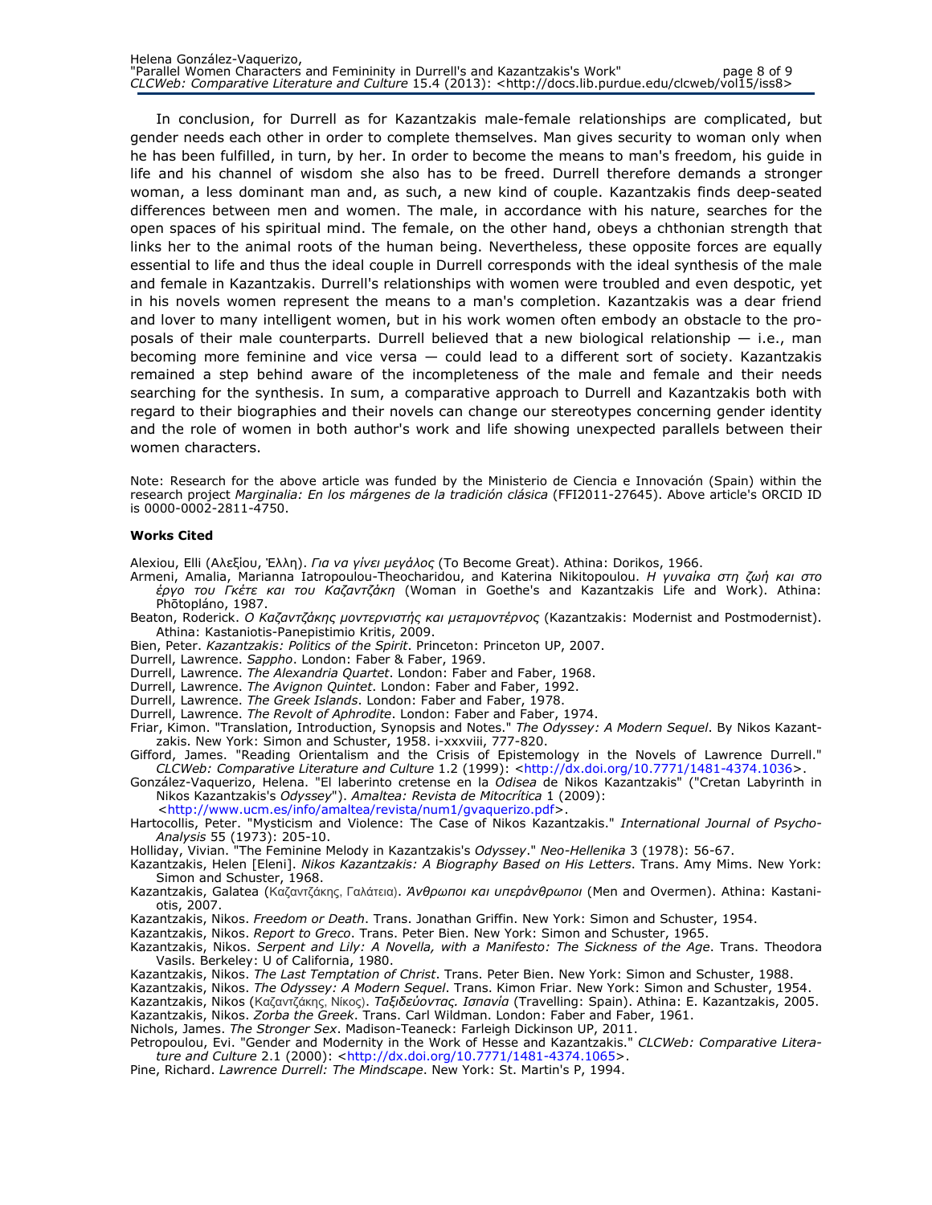In conclusion, for Durrell as for Kazantzakis male-female relationships are complicated, but gender needs each other in order to complete themselves. Man gives security to woman only when he has been fulfilled, in turn, by her. In order to become the means to man's freedom, his guide in life and his channel of wisdom she also has to be freed. Durrell therefore demands a stronger woman, a less dominant man and, as such, a new kind of couple. Kazantzakis finds deep-seated differences between men and women. The male, in accordance with his nature, searches for the open spaces of his spiritual mind. The female, on the other hand, obeys a chthonian strength that links her to the animal roots of the human being. Nevertheless, these opposite forces are equally essential to life and thus the ideal couple in Durrell corresponds with the ideal synthesis of the male and female in Kazantzakis. Durrell's relationships with women were troubled and even despotic, yet in his novels women represent the means to a man's completion. Kazantzakis was a dear friend and lover to many intelligent women, but in his work women often embody an obstacle to the proposals of their male counterparts. Durrell believed that a new biological relationship — i.e., man becoming more feminine and vice versa — could lead to a different sort of society. Kazantzakis remained a step behind aware of the incompleteness of the male and female and their needs searching for the synthesis. In sum, a comparative approach to Durrell and Kazantzakis both with regard to their biographies and their novels can change our stereotypes concerning gender identity and the role of women in both author's work and life showing unexpected parallels between their women characters.

Note: Research for the above article was funded by the Ministerio de Ciencia e Innovación (Spain) within the research project *Marginalia: En los márgenes de la tradición clásica* (FFI2011-27645). Above article's ORCID ID is 0000-0002-2811-4750.

**Works Cited**

Alexiou, Elli (Αλεξίου, Έλλη). *Για να γίνει μεγάλος* (To Become Great). Athina: Dorikos, 1966.

Armeni, Amalia, Marianna Iatropoulou-Theocharidou, and Katerina Nikitopoulou. *Η γυναίκα στη ζωή και στο έργο του Γκέτε και του Καζαντζάκη* (Woman in Goethe's and Kazantzakis Life and Work). Athina: Phōtopláno, 1987.

Beaton, Roderick. *Ο Καζαντζάκης μοντερνιστής και μεταμοντέρνος* (Kazantzakis: Modernist and Postmodernist). Athina: Kastaniotis-Panepistimio Kritis, 2009.

Bien, Peter. *Kazantzakis: Politics of the Spirit*. Princeton: Princeton UP, 2007.

Durrell, Lawrence. *Sappho*. London: Faber & Faber, 1969.

Durrell, Lawrence. *The Alexandria Quartet*. London: Faber and Faber, 1968.

Durrell, Lawrence. *The Avignon Quintet*. London: Faber and Faber, 1992.

Durrell, Lawrence. *The Greek Islands*. London: Faber and Faber, 1978.

Durrell, Lawrence. *The Revolt of Aphrodite*. London: Faber and Faber, 1974.

Friar, Kimon. "Translation, Introduction, Synopsis and Notes." *The Odyssey: A Modern Sequel*. By Nikos Kazantzakis. New York: Simon and Schuster, 1958. i-xxxviii, 777-820.

Gifford, James. "Reading Orientalism and the Crisis of Epistemology in the Novels of Lawrence Durrell." *CLCWeb: Comparative Literature and Culture* 1.2 (1999): <http://dx.doi.org/10.7771/1481-4374.1036>.

González-Vaquerizo, Helena. "El laberinto cretense en la *Odisea* de Nikos Kazantzakis" ("Cretan Labyrinth in Nikos Kazantzakis's *Odyssey*"). *Amaltea: Revista de Mitocrítica* 1 (2009): <http://www.ucm.es/info/amaltea/revista/num1/gvaquerizo.pdf>.

Hartocollis, Peter. "Mysticism and Violence: The Case of Nikos Kazantzakis." *International Journal of Psycho-Analysis* 55 (1973): 205-10.

Holliday, Vivian. "The Feminine Melody in Kazantzakis's *Odyssey*." *Neo-Hellenika* 3 (1978): 56-67.

Kazantzakis, Helen [Eleni]. *Nikos Kazantzakis: A Biography Based on His Letters*. Trans. Amy Mims. New York: Simon and Schuster, 1968.

Kazantzakis, Galatea (Καζαντζάκης, Γαλάτεια). *Άνθρωποι και υπεράνθρωποι* (Men and Overmen). Athina: Kastaniotis, 2007.

Kazantzakis, Nikos. *Freedom or Death*. Trans. Jonathan Griffin. New York: Simon and Schuster, 1954.

Kazantzakis, Nikos. *Report to Greco*. Trans. Peter Bien. New York: Simon and Schuster, 1965.

Kazantzakis, Nikos. *Serpent and Lily: A Novella, with a Manifesto: The Sickness of the Age*. Trans. Theodora Vasils. Berkeley: U of California, 1980.

Kazantzakis, Nikos. *The Last Temptation of Christ*. Trans. Peter Bien. New York: Simon and Schuster, 1988.

Kazantzakis, Nikos. *The Odyssey: A Modern Sequel*. Trans. Kimon Friar. New York: Simon and Schuster, 1954.

Kazantzakis, Nikos (Καζαντζάκης, Νίκος). *Ταξιδεύοντας. Ισπανία* (Travelling: Spain). Athina: E. Kazantzakis, 2005.

Kazantzakis, Nikos. *Zorba the Greek*. Trans. Carl Wildman. London: Faber and Faber, 1961.

Nichols, James. *The Stronger Sex*. Madison-Teaneck: Farleigh Dickinson UP, 2011.

Petropoulou, Evi. "Gender and Modernity in the Work of Hesse and Kazantzakis." *CLCWeb: Comparative Literature and Culture* 2.1 (2000): <http://dx.doi.org/10.7771/1481-4374.1065>.

Pine, Richard. *Lawrence Durrell: The Mindscape*. New York: St. Martin's P, 1994.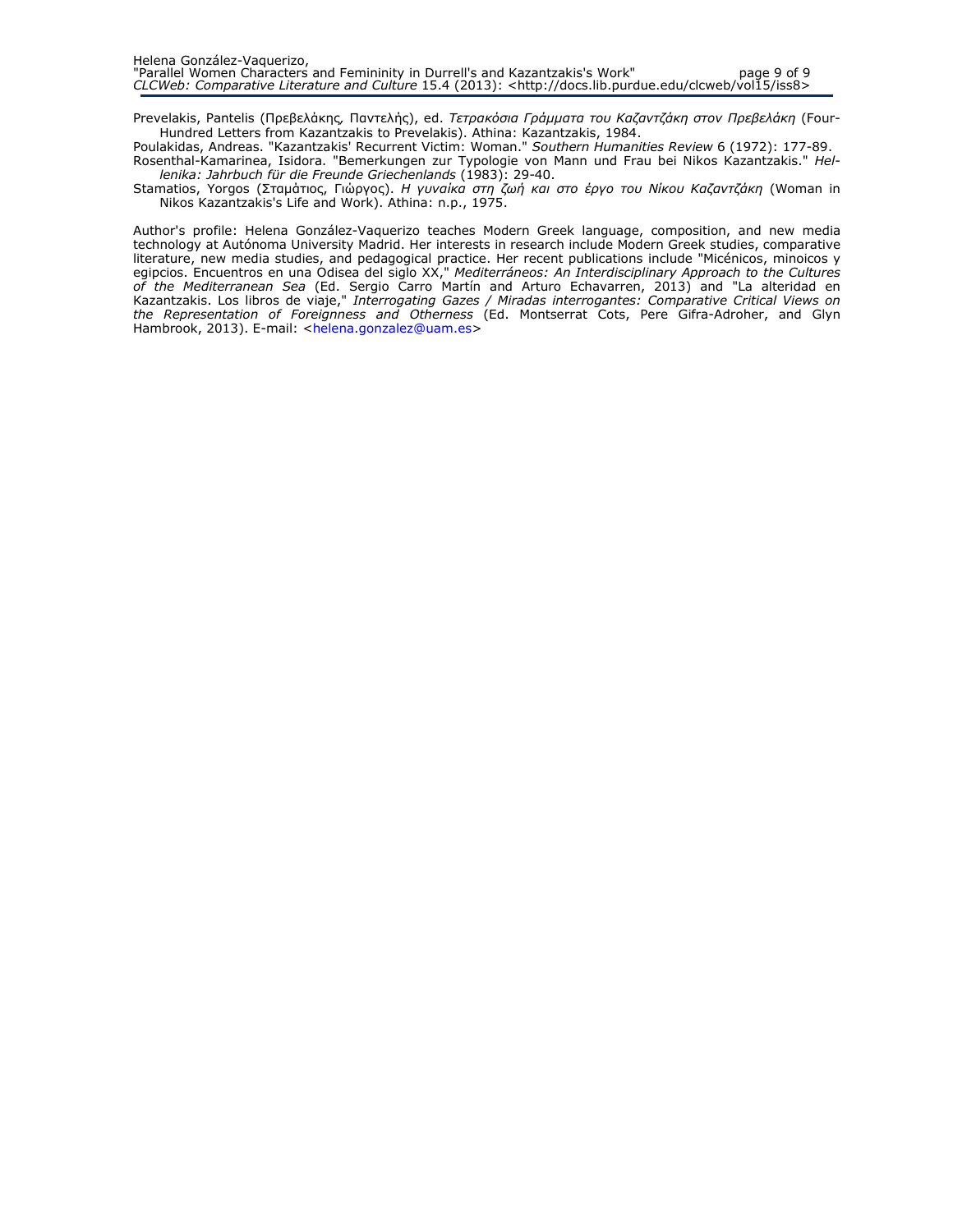Prevelakis, Pantelis (Πρεβελάκης, Παντελής), ed. *Τετρακόσια Γράμματα του Καζαντζάκη στον Πρεβελάκη* (Four-Hundred Letters from Kazantzakis to Prevelakis). Athina: Kazantzakis, 1984.

Poulakidas, Andreas. "Kazantzakis' Recurrent Victim: Woman." *Southern Humanities Review* 6 (1972): 177-89.

Rosenthal-Kamarinea, Isidora. "Bemerkungen zur Typologie von Mann und Frau bei Nikos Kazantzakis." *Hellenika: Jahrbuch für die Freunde Griechenlands* (1983): 29-40.

Stamatios, Yorgos (Σταμάτιος, Γιώργος). *Η γυναίκα στη ζωή και στο έργο του Νίκου Καζαντζάκη* (Woman in Nikos Kazantzakis's Life and Work). Athina: n.p., 1975.

Author's profile: Helena González-Vaquerizo teaches Modern Greek language, composition, and new media technology at Autónoma University Madrid. Her interests in research include Modern Greek studies, comparative literature, new media studies, and pedagogical practice. Her recent publications include "Micénicos, minoicos y egipcios. Encuentros en una Odisea del siglo XX," *Mediterráneos: An Interdisciplinary Approach to the Cultures of the Mediterranean Sea* (Ed. Sergio Carro Martín and Arturo Echavarren, 2013) and "La alteridad en Kazantzakis. Los libros de viaje," *Interrogating Gazes / Miradas interrogantes: Comparative Critical Views on the Representation of Foreignness and Otherness* (Ed. Montserrat Cots, Pere Gifra-Adroher, and Glyn Hambrook, 2013). E-mail: <helena.gonzalez@uam.es>